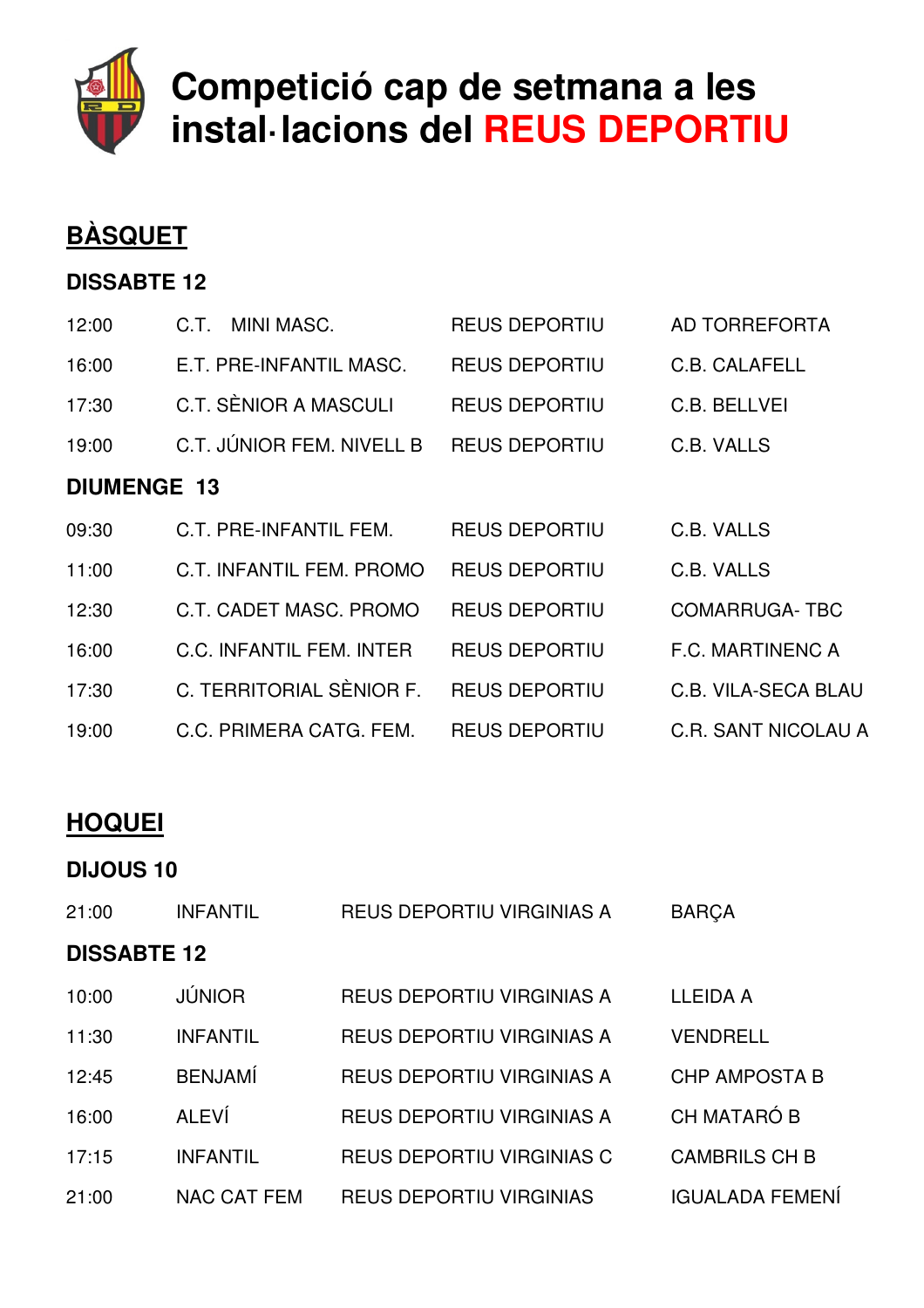# Competició cap de setmana a les instal·lacions del REUS DEPORTIU

## BÀSQUET

### DISSABTE 12

| | | | |
|---|---|---|---|
| 12:00 | C.T. MINI MASC. | REUS DEPORTIU | AD TORREFORTA |
| 16:00 | E.T. PRE-INFANTIL MASC. | REUS DEPORTIU | C.B. CALAFELL |
| 17:30 | C.T. SÈNIOR A MASCULI | REUS DEPORTIU | C.B. BELLVEI |
| 19:00 | C.T. JÚNIOR FEM. NIVELL B | REUS DEPORTIU | C.B. VALLS |

### DIUMENGE 13

| | | | |
|---|---|---|---|
| 09:30 | C.T. PRE-INFANTIL FEM. | REUS DEPORTIU | C.B. VALLS |
| 11:00 | C.T. INFANTIL FEM. PROMO | REUS DEPORTIU | C.B. VALLS |
| 12:30 | C.T. CADET MASC. PROMO | REUS DEPORTIU | COMARRUGA- TBC |
| 16:00 | C.C. INFANTIL FEM. INTER | REUS DEPORTIU | F.C. MARTINENC A |
| 17:30 | C. TERRITORIAL SÈNIOR F. | REUS DEPORTIU | C.B. VILA-SECA BLAU |
| 19:00 | C.C. PRIMERA CATG. FEM. | REUS DEPORTIU | C.R. SANT NICOLAU A |

## HOQUEI

### DIJOUS 10

| | | | |
|---|---|---|---|
| 21:00 | INFANTIL | REUS DEPORTIU VIRGINIAS A | BARÇA |

### DISSABTE 12

| | | | |
|---|---|---|---|
| 10:00 | JÚNIOR | REUS DEPORTIU VIRGINIAS A | LLEIDA A |
| 11:30 | INFANTIL | REUS DEPORTIU VIRGINIAS A | VENDRELL |
| 12:45 | BENJAMÍ | REUS DEPORTIU VIRGINIAS A | CHP AMPOSTA B |
| 16:00 | ALEVÍ | REUS DEPORTIU VIRGINIAS A | CH MATARÓ B |
| 17:15 | INFANTIL | REUS DEPORTIU VIRGINIAS C | CAMBRILS CH B |
| 21:00 | NAC CAT FEM | REUS DEPORTIU VIRGINIAS | IGUALADA FEMENÍ |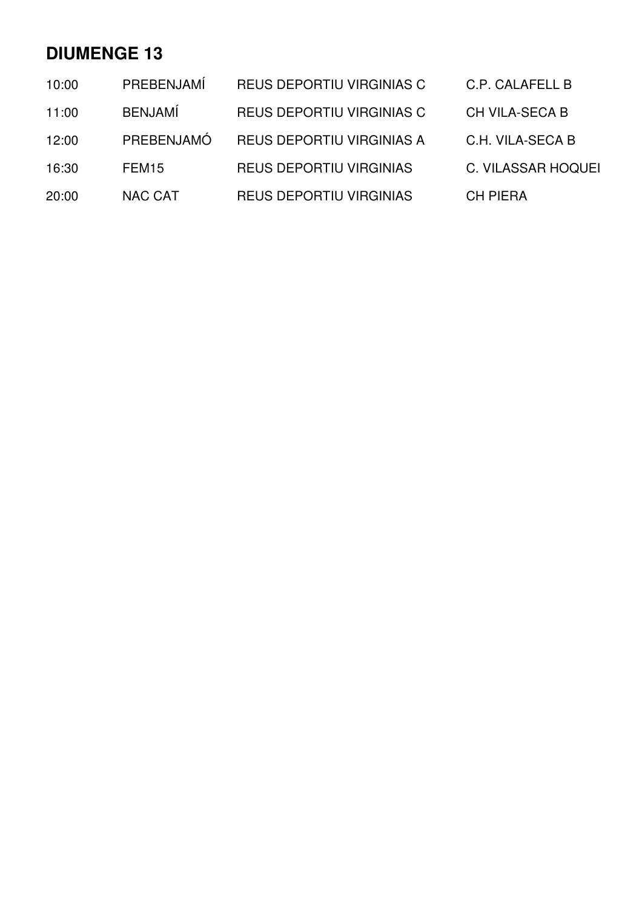## DIUMENGE 13

| | | | |
|---|---|---|---|
| 10:00 | PREBENJAMÍ | REUS DEPORTIU VIRGINIAS C | C.P. CALAFELL B |
| 11:00 | BENJAMÍ | REUS DEPORTIU VIRGINIAS C | CH VILA-SECA B |
| 12:00 | PREBENJAMÓ | REUS DEPORTIU VIRGINIAS A | C.H. VILA-SECA B |
| 16:30 | FEM15 | REUS DEPORTIU VIRGINIAS | C. VILASSAR HOQUEI |
| 20:00 | NAC CAT | REUS DEPORTIU VIRGINIAS | CH PIERA |